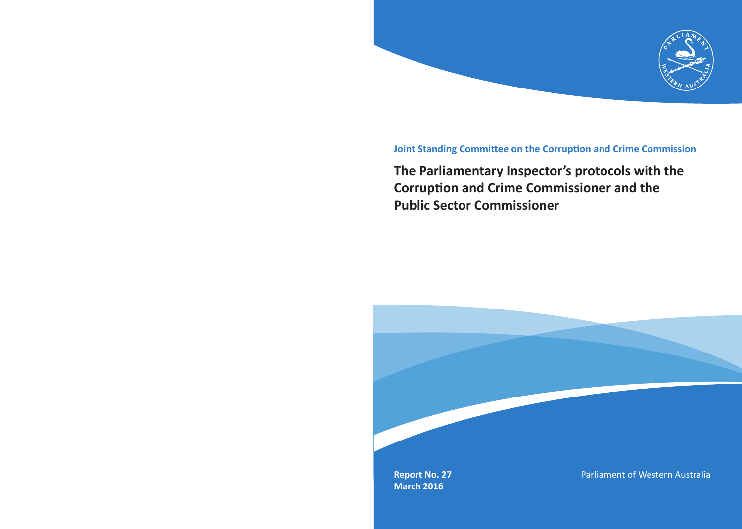**Joint Standing Committee on the Corruption and Crime Commission**

# The Parliamentary Inspector's protocols with the Corruption and Crime Commissioner and the Public Sector Commissioner

**Report No. 27**
**March 2016**

Parliament of Western Australia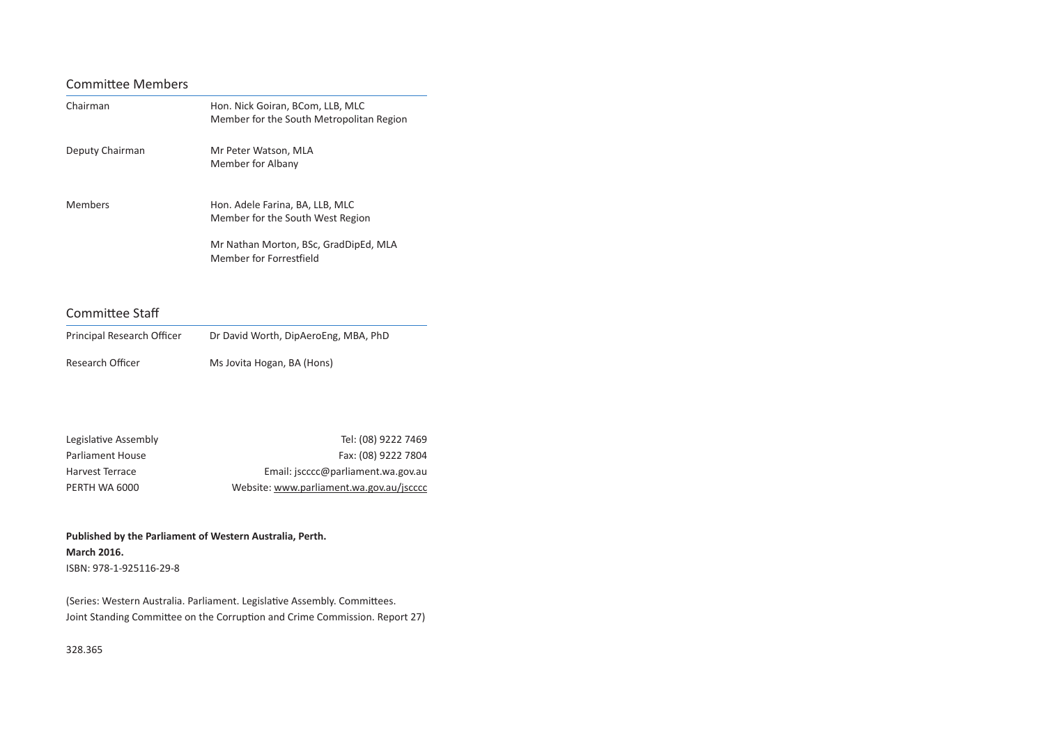## Committee Members

| | |
|---|---|
| Chairman | Hon. Nick Goiran, BCom, LLB, MLC<br>Member for the South Metropolitan Region |
| Deputy Chairman | Mr Peter Watson, MLA<br>Member for Albany |
| Members | Hon. Adele Farina, BA, LLB, MLC<br>Member for the South West Region |
| | Mr Nathan Morton, BSc, GradDipEd, MLA<br>Member for Forrestfield |

## Committee Staff

| | |
|---|---|
| Principal Research Officer | Dr David Worth, DipAeroEng, MBA, PhD |
| Research Officer | Ms Jovita Hogan, BA (Hons) |

| | |
|---|---|
| Legislative Assembly | Tel: (08) 9222 7469 |
| Parliament House | Fax: (08) 9222 7804 |
| Harvest Terrace | Email: jscccc@parliament.wa.gov.au |
| PERTH WA 6000 | Website: www.parliament.wa.gov.au/jscccc |

**Published by the Parliament of Western Australia, Perth.**
**March 2016.**
ISBN: 978-1-925116-29-8

(Series: Western Australia. Parliament. Legislative Assembly. Committees.
Joint Standing Committee on the Corruption and Crime Commission. Report 27)

328.365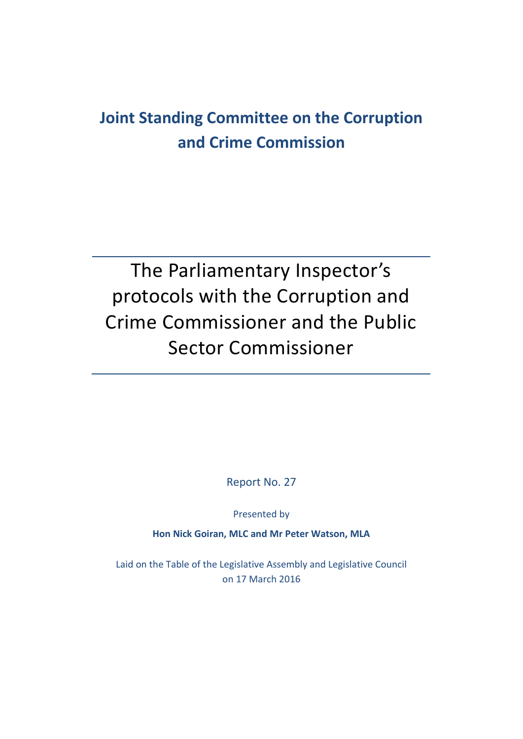# Joint Standing Committee on the Corruption and Crime Commission

# The Parliamentary Inspector's protocols with the Corruption and Crime Commissioner and the Public Sector Commissioner

Report No. 27

Presented by

**Hon Nick Goiran, MLC and Mr Peter Watson, MLA**

Laid on the Table of the Legislative Assembly and Legislative Council on 17 March 2016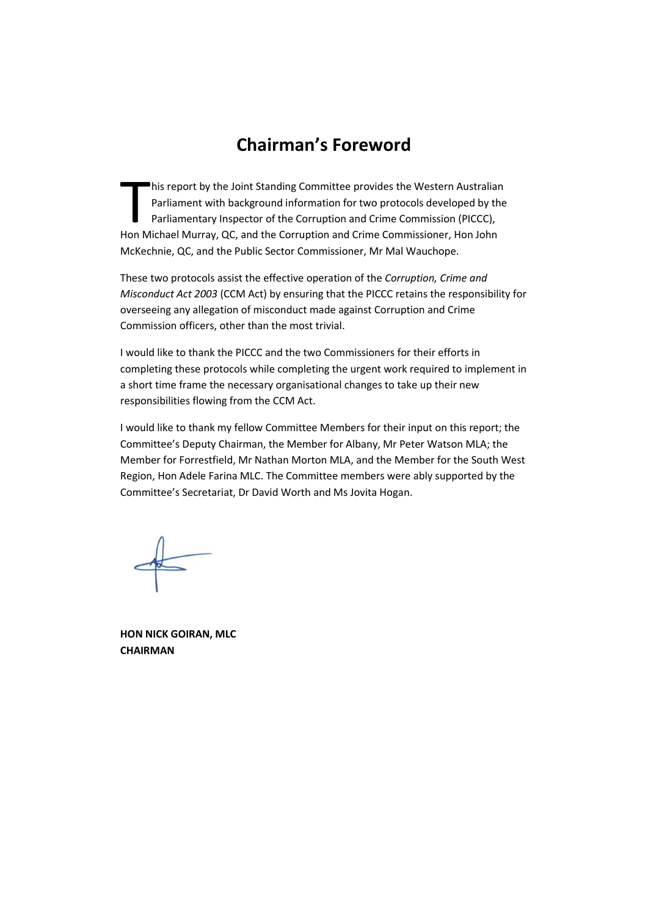# Chairman's Foreword

This report by the Joint Standing Committee provides the Western Australian Parliament with background information for two protocols developed by the Parliamentary Inspector of the Corruption and Crime Commission (PICCC), Hon Michael Murray, QC, and the Corruption and Crime Commissioner, Hon John McKechnie, QC, and the Public Sector Commissioner, Mr Mal Wauchope.

These two protocols assist the effective operation of the *Corruption, Crime and Misconduct Act 2003* (CCM Act) by ensuring that the PICCC retains the responsibility for overseeing any allegation of misconduct made against Corruption and Crime Commission officers, other than the most trivial.

I would like to thank the PICCC and the two Commissioners for their efforts in completing these protocols while completing the urgent work required to implement in a short time frame the necessary organisational changes to take up their new responsibilities flowing from the CCM Act.

I would like to thank my fellow Committee Members for their input on this report; the Committee's Deputy Chairman, the Member for Albany, Mr Peter Watson MLA; the Member for Forrestfield, Mr Nathan Morton MLA, and the Member for the South West Region, Hon Adele Farina MLC. The Committee members were ably supported by the Committee's Secretariat, Dr David Worth and Ms Jovita Hogan.

**HON NICK GOIRAN, MLC**
**CHAIRMAN**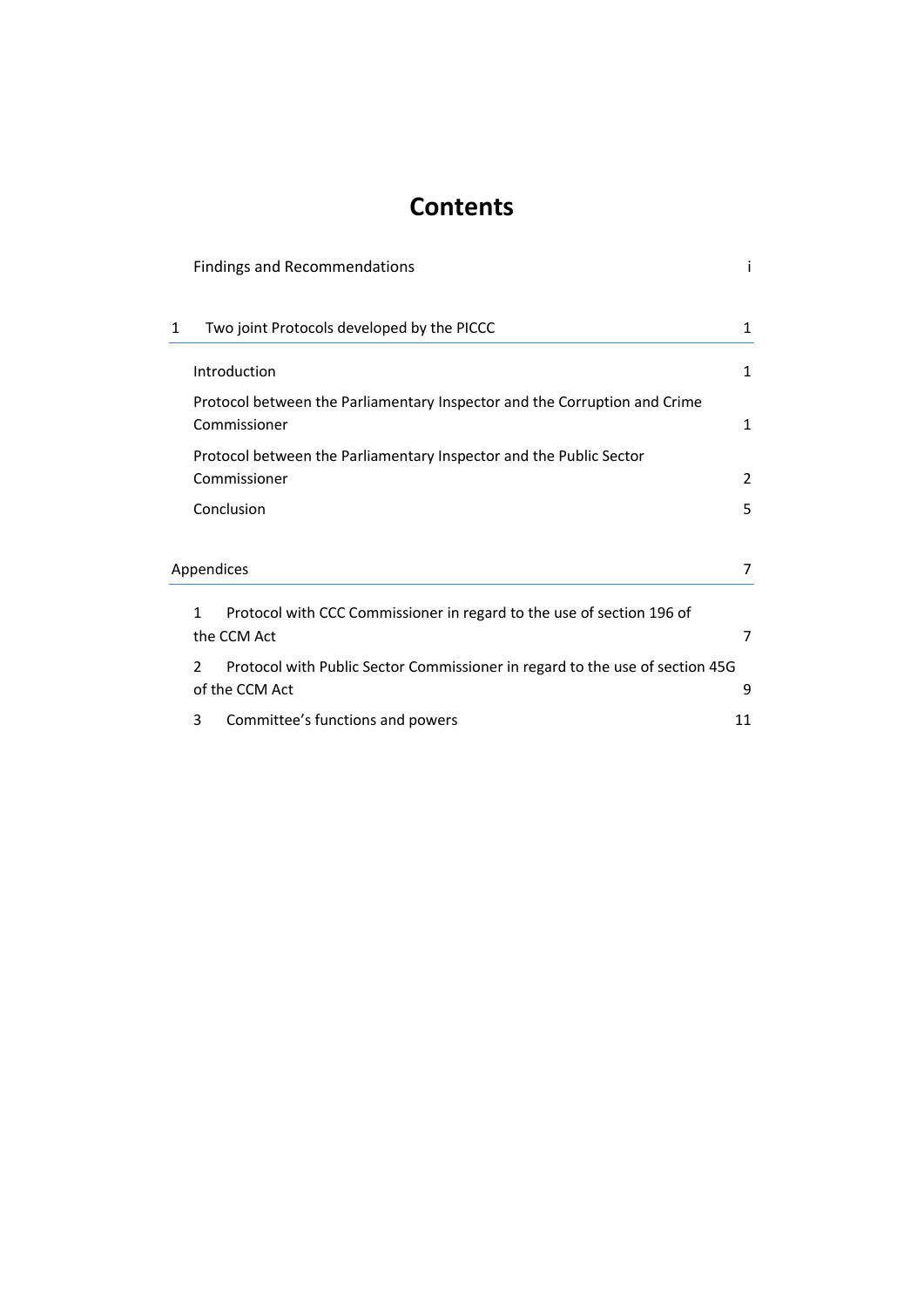# Contents

| | |
|---|---|
| Findings and Recommendations | i |
| **1 Two joint Protocols developed by the PICCC** | **1** |
| Introduction | 1 |
| Protocol between the Parliamentary Inspector and the Corruption and Crime Commissioner | 1 |
| Protocol between the Parliamentary Inspector and the Public Sector Commissioner | 2 |
| Conclusion | 5 |
| **Appendices** | **7** |
| 1 Protocol with CCC Commissioner in regard to the use of section 196 of the CCM Act | 7 |
| 2 Protocol with Public Sector Commissioner in regard to the use of section 45G of the CCM Act | 9 |
| 3 Committee's functions and powers | 11 |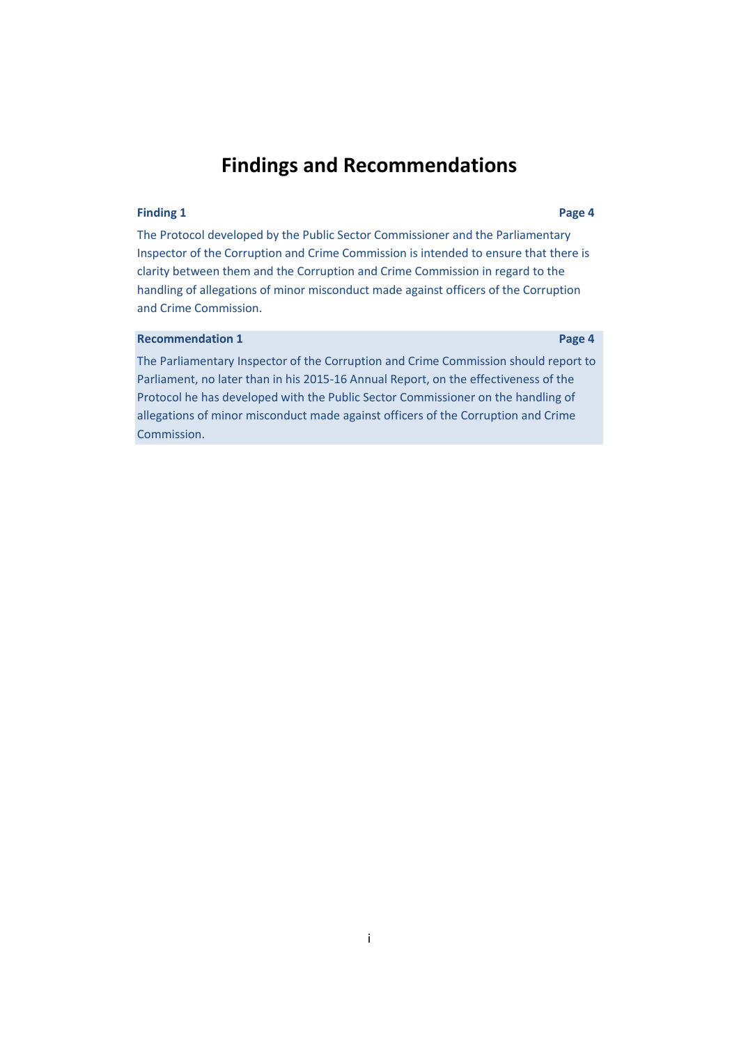# Findings and Recommendations

**Finding 1** **Page 4**

The Protocol developed by the Public Sector Commissioner and the Parliamentary Inspector of the Corruption and Crime Commission is intended to ensure that there is clarity between them and the Corruption and Crime Commission in regard to the handling of allegations of minor misconduct made against officers of the Corruption and Crime Commission.

**Recommendation 1** **Page 4**

The Parliamentary Inspector of the Corruption and Crime Commission should report to Parliament, no later than in his 2015-16 Annual Report, on the effectiveness of the Protocol he has developed with the Public Sector Commissioner on the handling of allegations of minor misconduct made against officers of the Corruption and Crime Commission.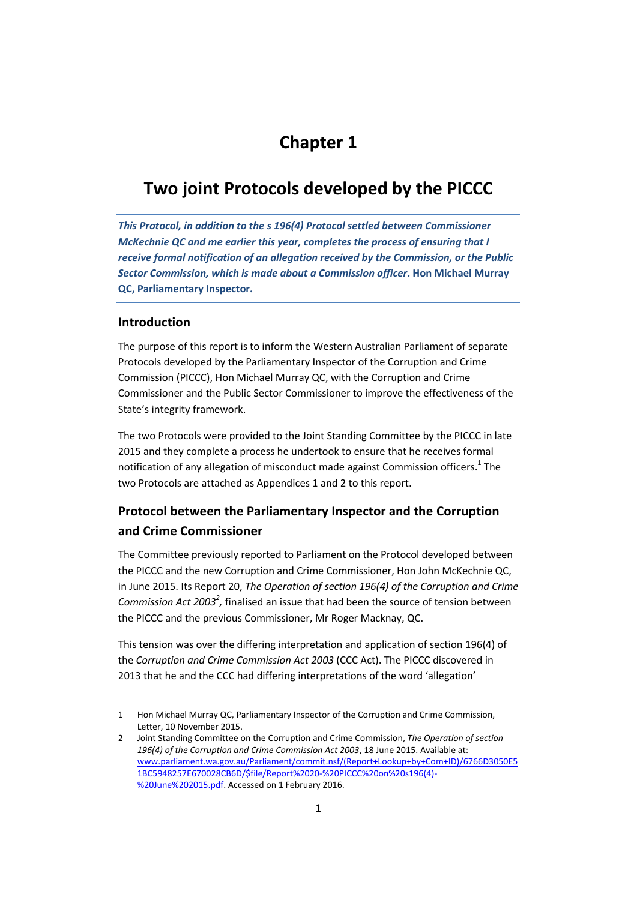# Chapter 1

# Two joint Protocols developed by the PICCC

***This Protocol, in addition to the s 196(4) Protocol settled between Commissioner McKechnie QC and me earlier this year, completes the process of ensuring that I receive formal notification of an allegation received by the Commission, or the Public Sector Commission, which is made about a Commission officer*. Hon Michael Murray QC, Parliamentary Inspector.**

## Introduction

The purpose of this report is to inform the Western Australian Parliament of separate Protocols developed by the Parliamentary Inspector of the Corruption and Crime Commission (PICCC), Hon Michael Murray QC, with the Corruption and Crime Commissioner and the Public Sector Commissioner to improve the effectiveness of the State's integrity framework.

The two Protocols were provided to the Joint Standing Committee by the PICCC in late 2015 and they complete a process he undertook to ensure that he receives formal notification of any allegation of misconduct made against Commission officers.[1] The two Protocols are attached as Appendices 1 and 2 to this report.

## Protocol between the Parliamentary Inspector and the Corruption and Crime Commissioner

The Committee previously reported to Parliament on the Protocol developed between the PICCC and the new Corruption and Crime Commissioner, Hon John McKechnie QC, in June 2015. Its Report 20, *The Operation of section 196(4) of the Corruption and Crime Commission Act 2003*[2], finalised an issue that had been the source of tension between the PICCC and the previous Commissioner, Mr Roger Macknay, QC.

This tension was over the differing interpretation and application of section 196(4) of the *Corruption and Crime Commission Act 2003* (CCC Act). The PICCC discovered in 2013 that he and the CCC had differing interpretations of the word 'allegation'

---

1 Hon Michael Murray QC, Parliamentary Inspector of the Corruption and Crime Commission, Letter, 10 November 2015.

2 Joint Standing Committee on the Corruption and Crime Commission, *The Operation of section 196(4) of the Corruption and Crime Commission Act 2003*, 18 June 2015. Available at: www.parliament.wa.gov.au/Parliament/commit.nsf/(Report+Lookup+by+Com+ID)/6766D3050E51BC5948257E670028CB6D/$file/Report%2020-%20PICCC%20on%20s196(4)-%20June%202015.pdf. Accessed on 1 February 2016.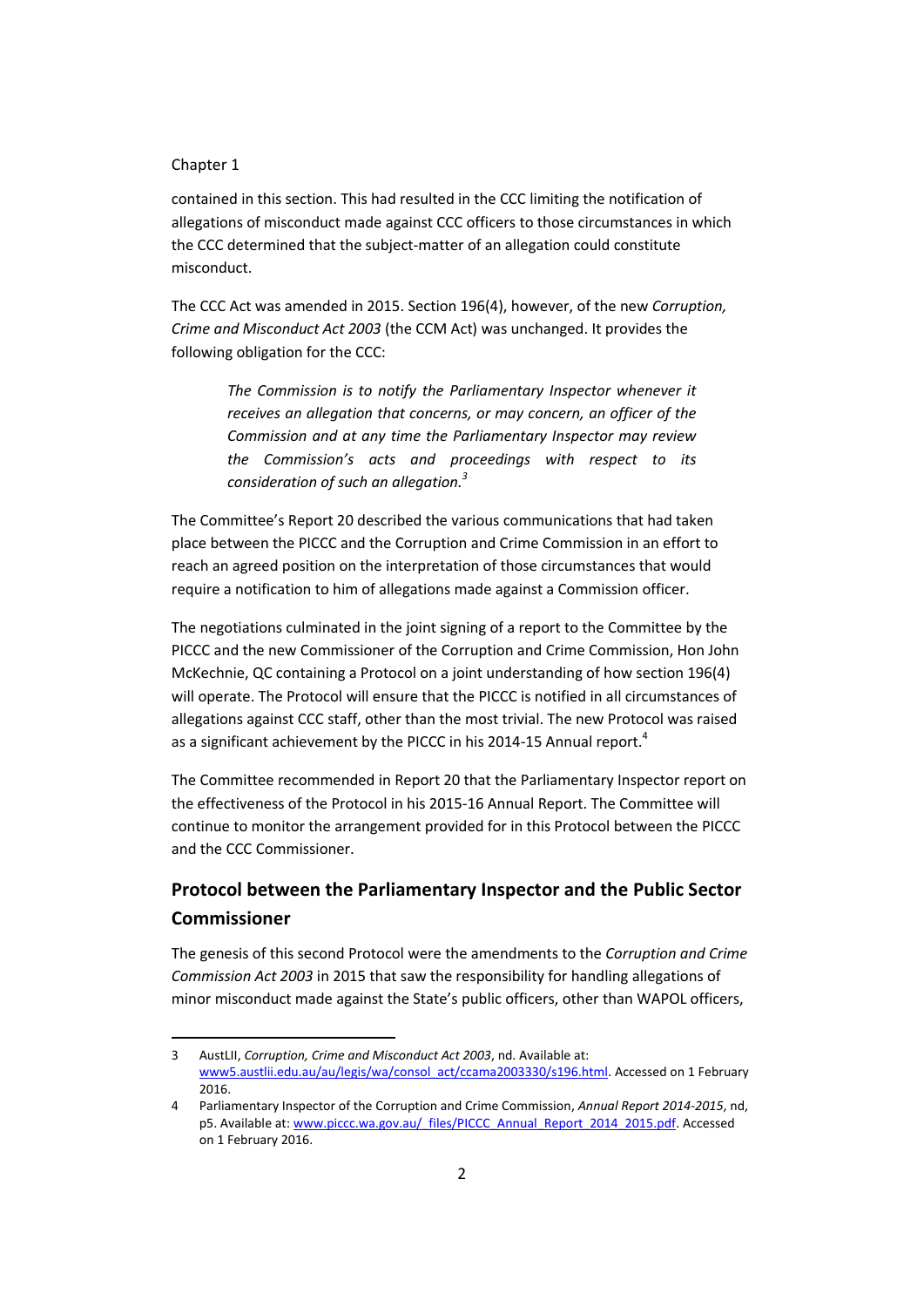contained in this section. This had resulted in the CCC limiting the notification of allegations of misconduct made against CCC officers to those circumstances in which the CCC determined that the subject-matter of an allegation could constitute misconduct.

The CCC Act was amended in 2015. Section 196(4), however, of the new *Corruption, Crime and Misconduct Act 2003* (the CCM Act) was unchanged. It provides the following obligation for the CCC:

> *The Commission is to notify the Parliamentary Inspector whenever it receives an allegation that concerns, or may concern, an officer of the Commission and at any time the Parliamentary Inspector may review the Commission's acts and proceedings with respect to its consideration of such an allegation.*[3]

The Committee's Report 20 described the various communications that had taken place between the PICCC and the Corruption and Crime Commission in an effort to reach an agreed position on the interpretation of those circumstances that would require a notification to him of allegations made against a Commission officer.

The negotiations culminated in the joint signing of a report to the Committee by the PICCC and the new Commissioner of the Corruption and Crime Commission, Hon John McKechnie, QC containing a Protocol on a joint understanding of how section 196(4) will operate. The Protocol will ensure that the PICCC is notified in all circumstances of allegations against CCC staff, other than the most trivial. The new Protocol was raised as a significant achievement by the PICCC in his 2014-15 Annual report.[4]

The Committee recommended in Report 20 that the Parliamentary Inspector report on the effectiveness of the Protocol in his 2015-16 Annual Report. The Committee will continue to monitor the arrangement provided for in this Protocol between the PICCC and the CCC Commissioner.

## Protocol between the Parliamentary Inspector and the Public Sector Commissioner

The genesis of this second Protocol were the amendments to the *Corruption and Crime Commission Act 2003* in 2015 that saw the responsibility for handling allegations of minor misconduct made against the State's public officers, other than WAPOL officers,

---

3 AustLII, *Corruption, Crime and Misconduct Act 2003*, nd. Available at: www5.austlii.edu.au/au/legis/wa/consol_act/ccama2003330/s196.html. Accessed on 1 February 2016.

4 Parliamentary Inspector of the Corruption and Crime Commission, *Annual Report 2014-2015*, nd, p5. Available at: www.piccc.wa.gov.au/_files/PICCC_Annual_Report_2014_2015.pdf. Accessed on 1 February 2016.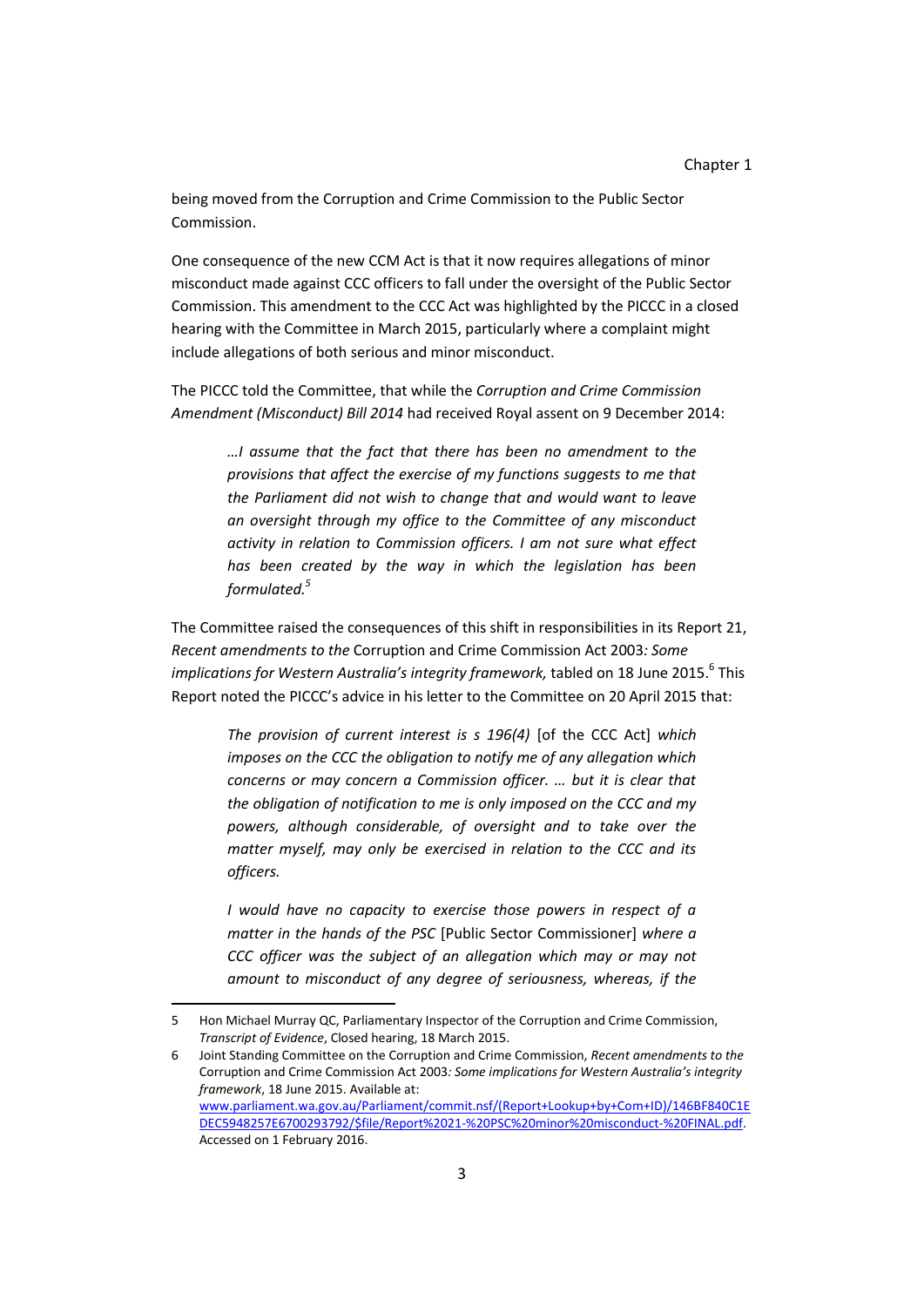being moved from the Corruption and Crime Commission to the Public Sector Commission.

One consequence of the new CCM Act is that it now requires allegations of minor misconduct made against CCC officers to fall under the oversight of the Public Sector Commission. This amendment to the CCC Act was highlighted by the PICCC in a closed hearing with the Committee in March 2015, particularly where a complaint might include allegations of both serious and minor misconduct.

The PICCC told the Committee, that while the *Corruption and Crime Commission Amendment (Misconduct) Bill 2014* had received Royal assent on 9 December 2014:

> *…I assume that the fact that there has been no amendment to the provisions that affect the exercise of my functions suggests to me that the Parliament did not wish to change that and would want to leave an oversight through my office to the Committee of any misconduct activity in relation to Commission officers. I am not sure what effect has been created by the way in which the legislation has been formulated.*[5]

The Committee raised the consequences of this shift in responsibilities in its Report 21, *Recent amendments to the* Corruption and Crime Commission Act 2003*: Some implications for Western Australia's integrity framework,* tabled on 18 June 2015.[6] This Report noted the PICCC's advice in his letter to the Committee on 20 April 2015 that:

> *The provision of current interest is s 196(4)* [of the CCC Act] *which imposes on the CCC the obligation to notify me of any allegation which concerns or may concern a Commission officer. … but it is clear that the obligation of notification to me is only imposed on the CCC and my powers, although considerable, of oversight and to take over the matter myself, may only be exercised in relation to the CCC and its officers.*
>
> *I would have no capacity to exercise those powers in respect of a matter in the hands of the PSC* [Public Sector Commissioner] *where a CCC officer was the subject of an allegation which may or may not amount to misconduct of any degree of seriousness, whereas, if the*

---

5 Hon Michael Murray QC, Parliamentary Inspector of the Corruption and Crime Commission, *Transcript of Evidence*, Closed hearing, 18 March 2015.

6 Joint Standing Committee on the Corruption and Crime Commission, *Recent amendments to the* Corruption and Crime Commission Act 2003*: Some implications for Western Australia's integrity framework*, 18 June 2015. Available at: www.parliament.wa.gov.au/Parliament/commit.nsf/(Report+Lookup+by+Com+ID)/146BF840C1EDEC5948257E6700293792/$file/Report%2021-%20PSC%20minor%20misconduct-%20FINAL.pdf. Accessed on 1 February 2016.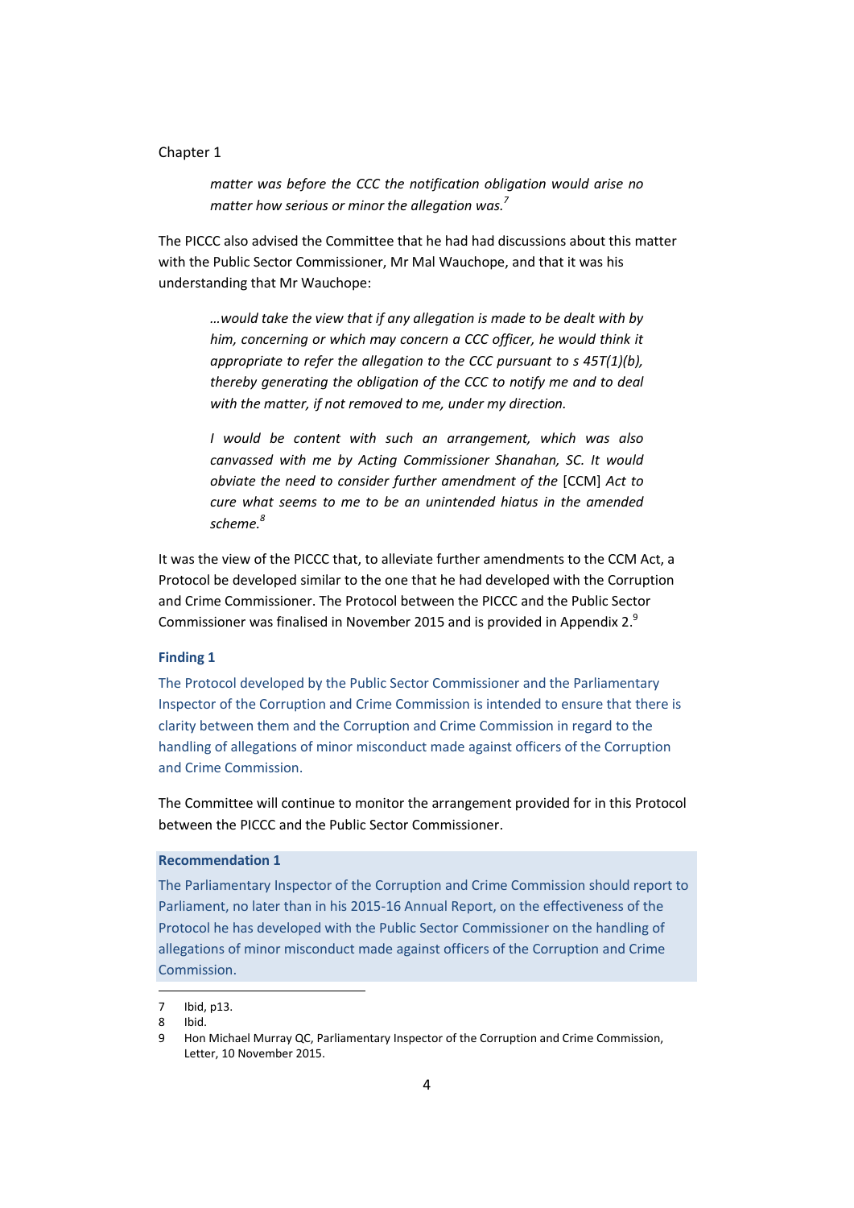> *matter was before the CCC the notification obligation would arise no matter how serious or minor the allegation was.*[7]

The PICCC also advised the Committee that he had had discussions about this matter with the Public Sector Commissioner, Mr Mal Wauchope, and that it was his understanding that Mr Wauchope:

> *…would take the view that if any allegation is made to be dealt with by him, concerning or which may concern a CCC officer, he would think it appropriate to refer the allegation to the CCC pursuant to s 45T(1)(b), thereby generating the obligation of the CCC to notify me and to deal with the matter, if not removed to me, under my direction.*
>
> *I would be content with such an arrangement, which was also canvassed with me by Acting Commissioner Shanahan, SC. It would obviate the need to consider further amendment of the* [CCM] *Act to cure what seems to me to be an unintended hiatus in the amended scheme.*[8]

It was the view of the PICCC that, to alleviate further amendments to the CCM Act, a Protocol be developed similar to the one that he had developed with the Corruption and Crime Commissioner. The Protocol between the PICCC and the Public Sector Commissioner was finalised in November 2015 and is provided in Appendix 2.[9]

**Finding 1**

The Protocol developed by the Public Sector Commissioner and the Parliamentary Inspector of the Corruption and Crime Commission is intended to ensure that there is clarity between them and the Corruption and Crime Commission in regard to the handling of allegations of minor misconduct made against officers of the Corruption and Crime Commission.

The Committee will continue to monitor the arrangement provided for in this Protocol between the PICCC and the Public Sector Commissioner.

**Recommendation 1**

The Parliamentary Inspector of the Corruption and Crime Commission should report to Parliament, no later than in his 2015-16 Annual Report, on the effectiveness of the Protocol he has developed with the Public Sector Commissioner on the handling of allegations of minor misconduct made against officers of the Corruption and Crime Commission.

---

7 Ibid, p13.

8 Ibid.

9 Hon Michael Murray QC, Parliamentary Inspector of the Corruption and Crime Commission, Letter, 10 November 2015.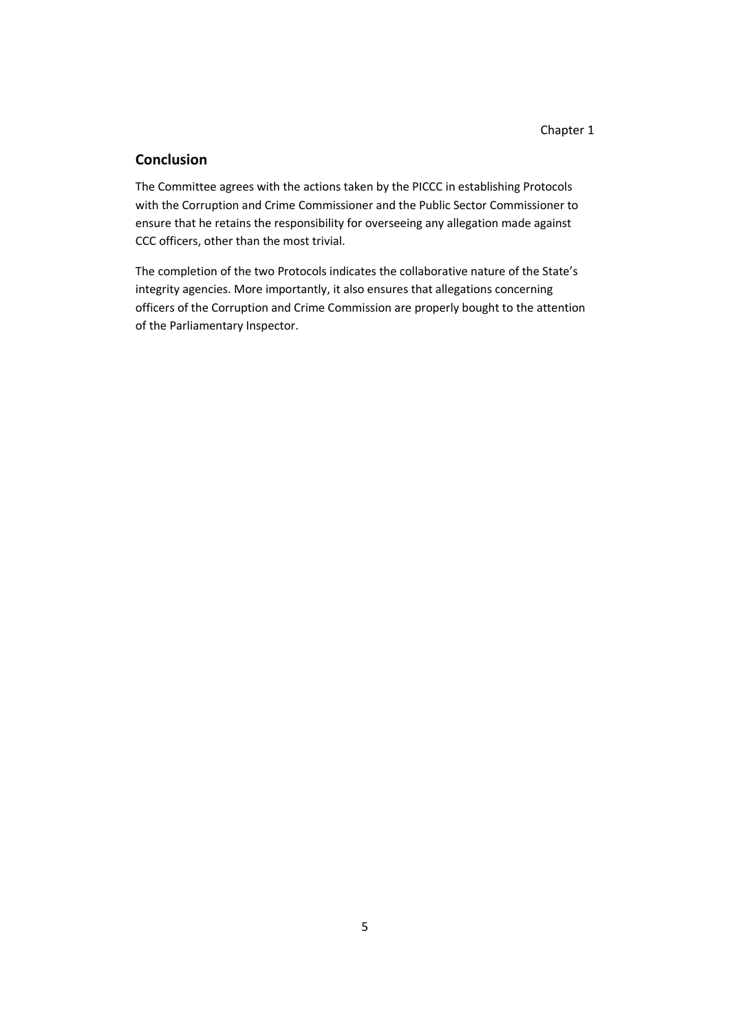## Conclusion

The Committee agrees with the actions taken by the PICCC in establishing Protocols with the Corruption and Crime Commissioner and the Public Sector Commissioner to ensure that he retains the responsibility for overseeing any allegation made against CCC officers, other than the most trivial.

The completion of the two Protocols indicates the collaborative nature of the State's integrity agencies. More importantly, it also ensures that allegations concerning officers of the Corruption and Crime Commission are properly bought to the attention of the Parliamentary Inspector.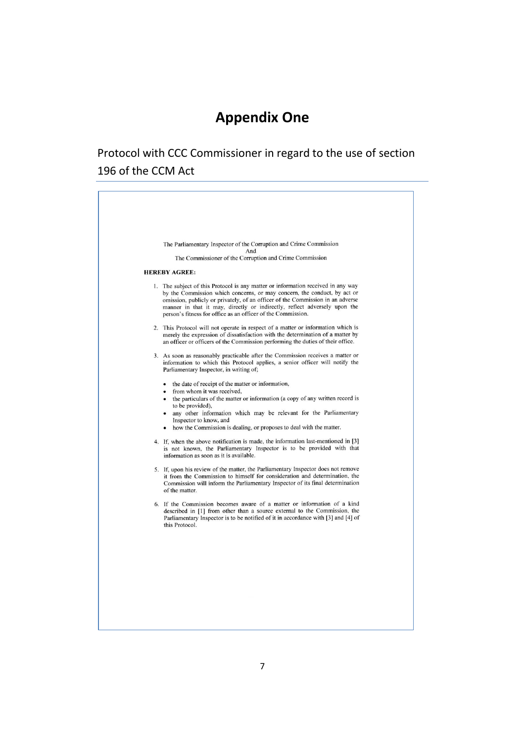# Appendix One

## Protocol with CCC Commissioner in regard to the use of section 196 of the CCM Act

The Parliamentary Inspector of the Corruption and Crime Commission
And
The Commissioner of the Corruption and Crime Commission

**HEREBY AGREE:**

1. The subject of this Protocol is any matter or information received in any way by the Commission which concerns, or may concern, the conduct, by act or omission, publicly or privately, of an officer of the Commission in an adverse manner in that it may, directly or indirectly, reflect adversely upon the person's fitness for office as an officer of the Commission.

2. This Protocol will not operate in respect of a matter or information which is merely the expression of dissatisfaction with the determination of a matter by an officer or officers of the Commission performing the duties of their office.

3. As soon as reasonably practicable after the Commission receives a matter or information to which this Protocol applies, a senior officer will notify the Parliamentary Inspector, in writing of;

   - the date of receipt of the matter or information,
   - from whom it was received,
   - the particulars of the matter or information (a copy of any written record is to be provided),
   - any other information which may be relevant for the Parliamentary Inspector to know, and
   - how the Commission is dealing, or proposes to deal with the matter.

4. If, when the above notification is made, the information last-mentioned in [3] is not known, the Parliamentary Inspector is to be provided with that information as soon as it is available.

5. If, upon his review of the matter, the Parliamentary Inspector does not remove it from the Commission to himself for consideration and determination, the Commission will inform the Parliamentary Inspector of its final determination of the matter.

6. If the Commission becomes aware of a matter or information of a kind described in [1] from other than a source external to the Commission, the Parliamentary Inspector is to be notified of it in accordance with [3] and [4] of this Protocol.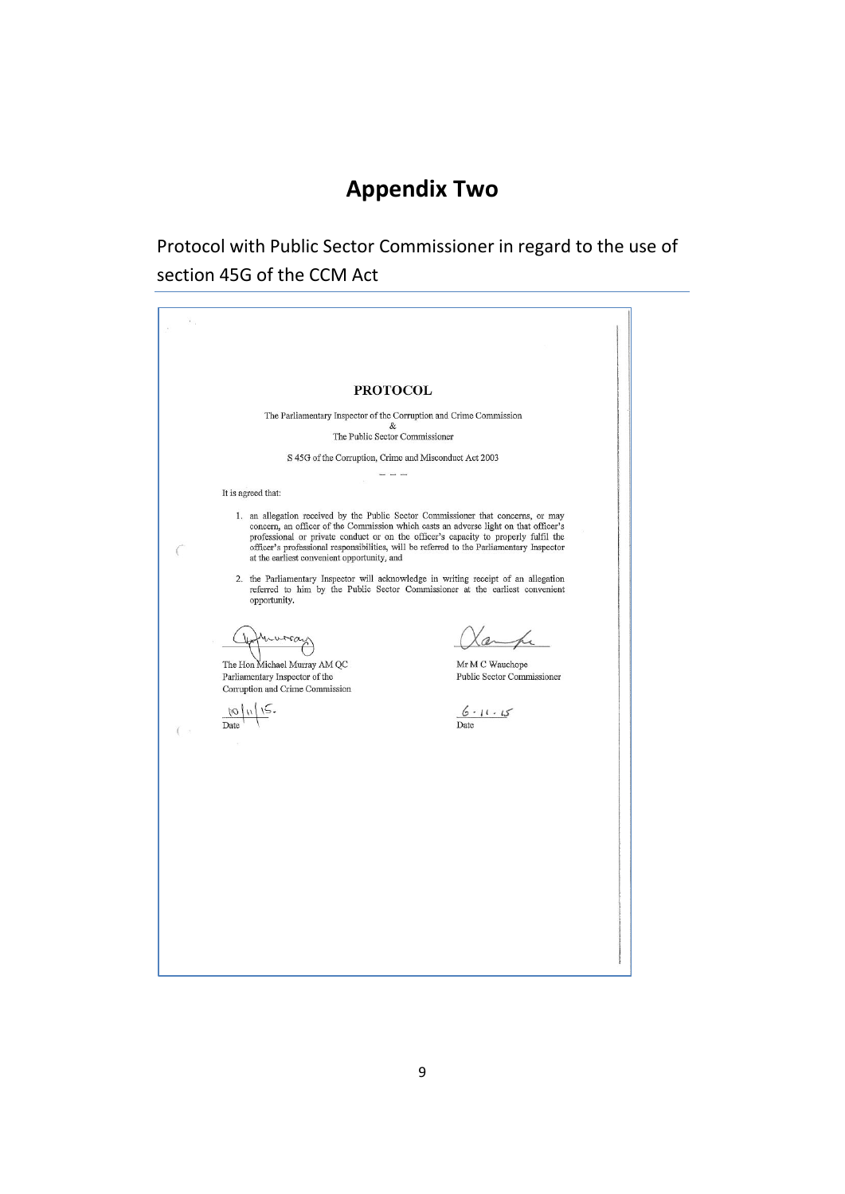# Appendix Two

## Protocol with Public Sector Commissioner in regard to the use of section 45G of the CCM Act

**PROTOCOL**

The Parliamentary Inspector of the Corruption and Crime Commission
&
The Public Sector Commissioner

S 45G of the Corruption, Crime and Misconduct Act 2003

— — —

It is agreed that:

1. an allegation received by the Public Sector Commissioner that concerns, or may concern, an officer of the Commission which casts an adverse light on that officer's professional or private conduct or on the officer's capacity to properly fulfil the officer's professional responsibilities, will be referred to the Parliamentary Inspector at the earliest convenient opportunity, and

2. the Parliamentary Inspector will acknowledge in writing receipt of an allegation referred to him by the Public Sector Commissioner at the earliest convenient opportunity.

The Hon Michael Murray AM QC
Parliamentary Inspector of the
Corruption and Crime Commission

10/11/15.
Date

Mr M C Wauchope
Public Sector Commissioner

6 . 11 . 15
Date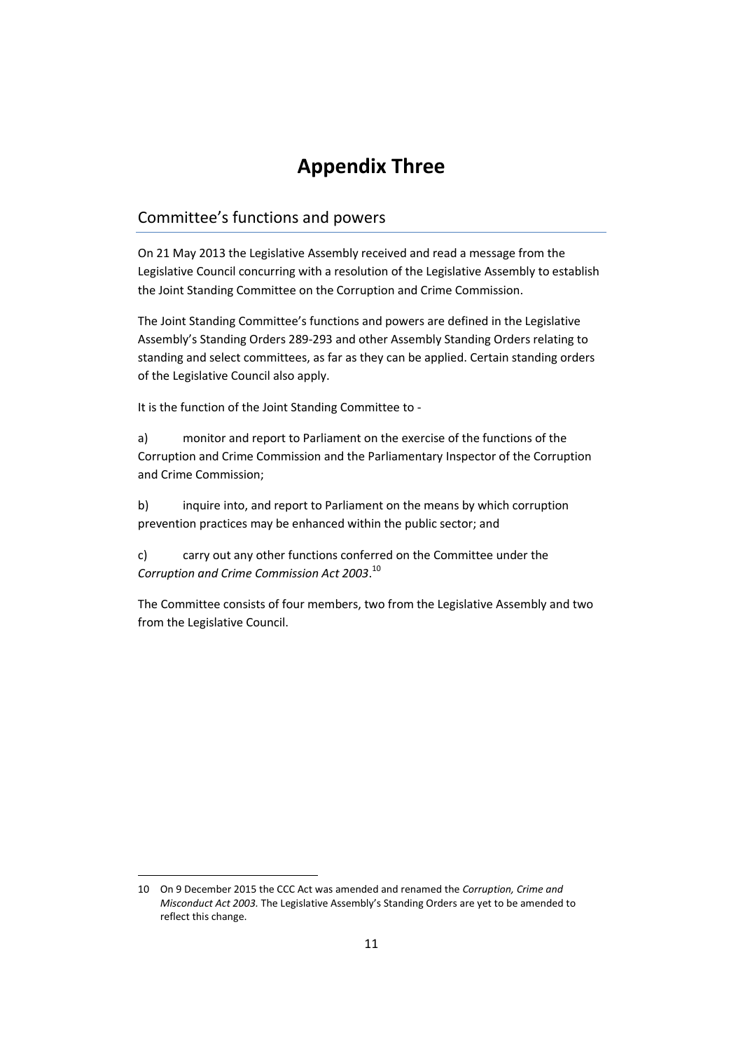# Appendix Three

## Committee's functions and powers

On 21 May 2013 the Legislative Assembly received and read a message from the Legislative Council concurring with a resolution of the Legislative Assembly to establish the Joint Standing Committee on the Corruption and Crime Commission.

The Joint Standing Committee's functions and powers are defined in the Legislative Assembly's Standing Orders 289-293 and other Assembly Standing Orders relating to standing and select committees, as far as they can be applied. Certain standing orders of the Legislative Council also apply.

It is the function of the Joint Standing Committee to -

a) monitor and report to Parliament on the exercise of the functions of the Corruption and Crime Commission and the Parliamentary Inspector of the Corruption and Crime Commission;

b) inquire into, and report to Parliament on the means by which corruption prevention practices may be enhanced within the public sector; and

c) carry out any other functions conferred on the Committee under the *Corruption and Crime Commission Act 2003*.[10]

The Committee consists of four members, two from the Legislative Assembly and two from the Legislative Council.

---

10 On 9 December 2015 the CCC Act was amended and renamed the *Corruption, Crime and Misconduct Act 2003.* The Legislative Assembly's Standing Orders are yet to be amended to reflect this change.